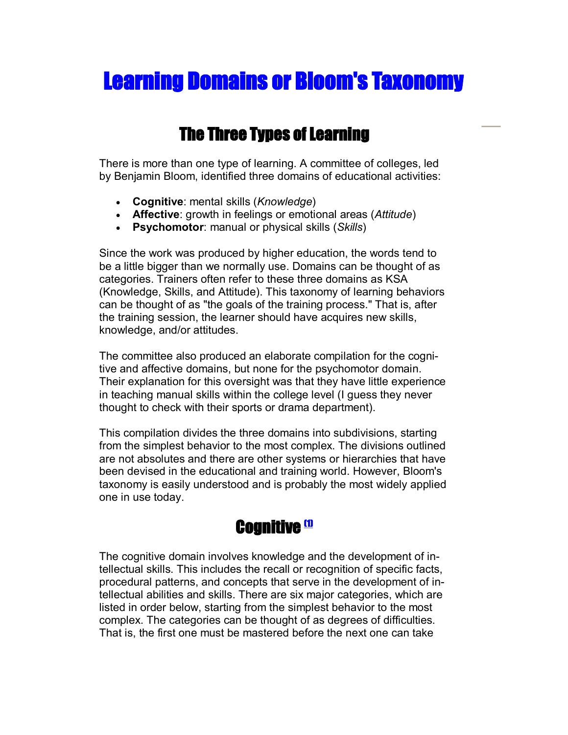# Learning Domains or Bloom's Taxonomy

## The Three Types of Learning

There is more than one type of learning. A committee of colleges, led by Benjamin Bloom, identified three domains of educational activities:

- **Cognitive**: mental skills (*Knowledge*)
- **Affective**: growth in feelings or emotional areas (*Attitude*)
- **Psychomotor**: manual or physical skills (*Skills*)

Since the work was produced by higher education, the words tend to be a little bigger than we normally use. Domains can be thought of as categories. Trainers often refer to these three domains as KSA (Knowledge, Skills, and Attitude). This taxonomy of learning behaviors can be thought of as "the goals of the training process." That is, after the training session, the learner should have acquires new skills, knowledge, and/or attitudes.

The committee also produced an elaborate compilation for the cognitive and affective domains, but none for the psychomotor domain. Their explanation for this oversight was that they have little experience in teaching manual skills within the college level (I guess they never thought to check with their sports or drama department).

This compilation divides the three domains into subdivisions, starting from the simplest behavior to the most complex. The divisions outlined are not absolutes and there are other systems or hierarchies that have been devised in the educational and training world. However, Bloom's taxonomy is easily understood and is probably the most widely applied one in use today.

## Cognitive [1]

The cognitive domain involves knowledge and the development of intellectual skills. This includes the recall or recognition of specific facts, procedural patterns, and concepts that serve in the development of intellectual abilities and skills. There are six major categories, which are listed in order below, starting from the simplest behavior to the most complex. The categories can be thought of as degrees of difficulties. That is, the first one must be mastered before the next one can take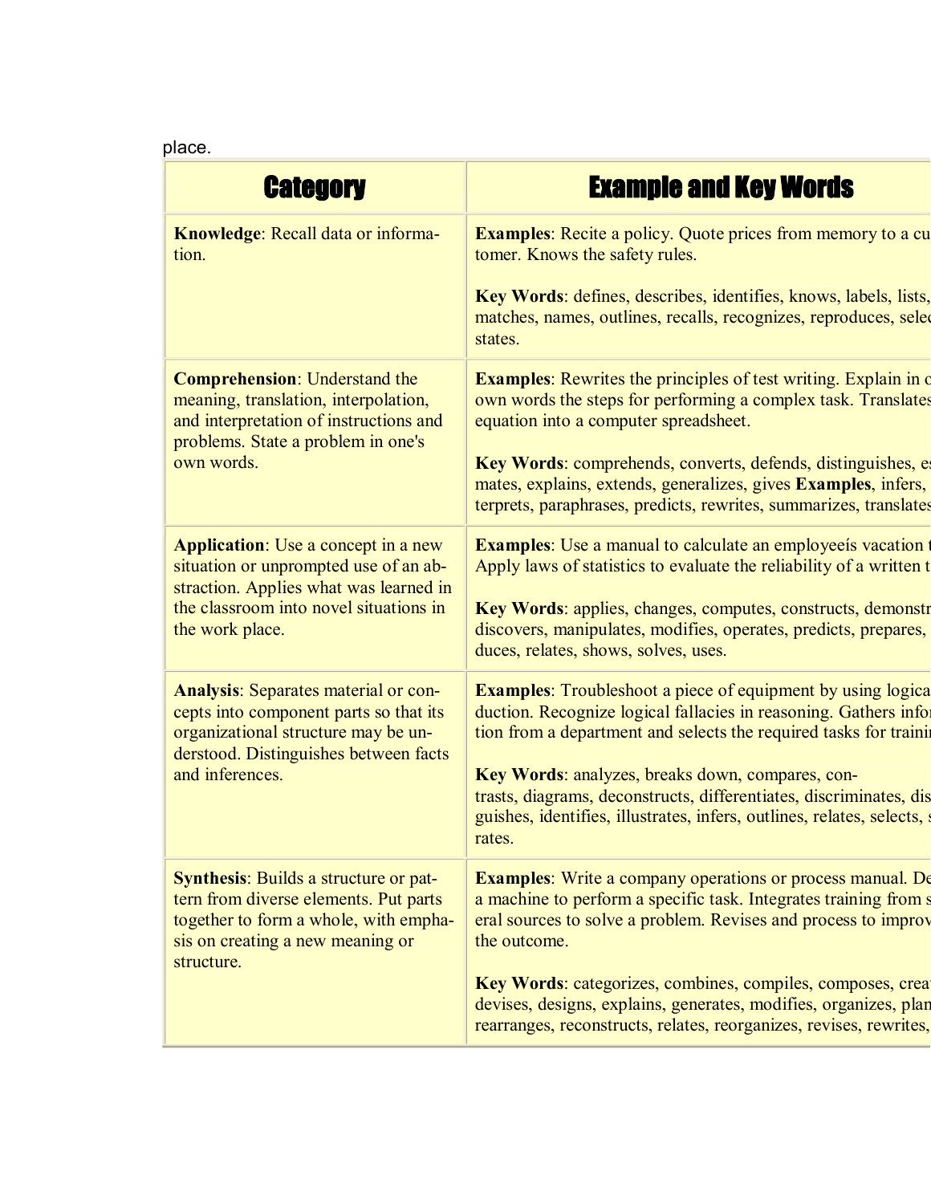place.

| Category | Example and Key Words |
|---|---|
| **Knowledge**: Recall data or information. | **Examples**: Recite a policy. Quote prices from memory to a customer. Knows the safety rules.<br><br>**Key Words**: defines, describes, identifies, knows, labels, lists, matches, names, outlines, recalls, recognizes, reproduces, selec states. |
| **Comprehension**: Understand the meaning, translation, interpolation, and interpretation of instructions and problems. State a problem in one's own words. | **Examples**: Rewrites the principles of test writing. Explain in o own words the steps for performing a complex task. Translates equation into a computer spreadsheet.<br><br>**Key Words**: comprehends, converts, defends, distinguishes, es mates, explains, extends, generalizes, gives **Examples**, infers, terprets, paraphrases, predicts, rewrites, summarizes, translates |
| **Application**: Use a concept in a new situation or unprompted use of an abstraction. Applies what was learned in the classroom into novel situations in the work place. | **Examples**: Use a manual to calculate an employeeís vacation t Apply laws of statistics to evaluate the reliability of a written t<br><br>**Key Words**: applies, changes, computes, constructs, demonstr discovers, manipulates, modifies, operates, predicts, prepares, duces, relates, shows, solves, uses. |
| **Analysis**: Separates material or concepts into component parts so that its organizational structure may be understood. Distinguishes between facts and inferences. | **Examples**: Troubleshoot a piece of equipment by using logica duction. Recognize logical fallacies in reasoning. Gathers infor tion from a department and selects the required tasks for trainin<br><br>**Key Words**: analyzes, breaks down, compares, contrasts, diagrams, deconstructs, differentiates, discriminates, dis guishes, identifies, illustrates, infers, outlines, relates, selects, s rates. |
| **Synthesis**: Builds a structure or pattern from diverse elements. Put parts together to form a whole, with emphasis on creating a new meaning or structure. | **Examples**: Write a company operations or process manual. De a machine to perform a specific task. Integrates training from s eral sources to solve a problem. Revises and process to improv the outcome.<br><br>**Key Words**: categorizes, combines, compiles, composes, creat devises, designs, explains, generates, modifies, organizes, plan rearranges, reconstructs, relates, reorganizes, revises, rewrites, |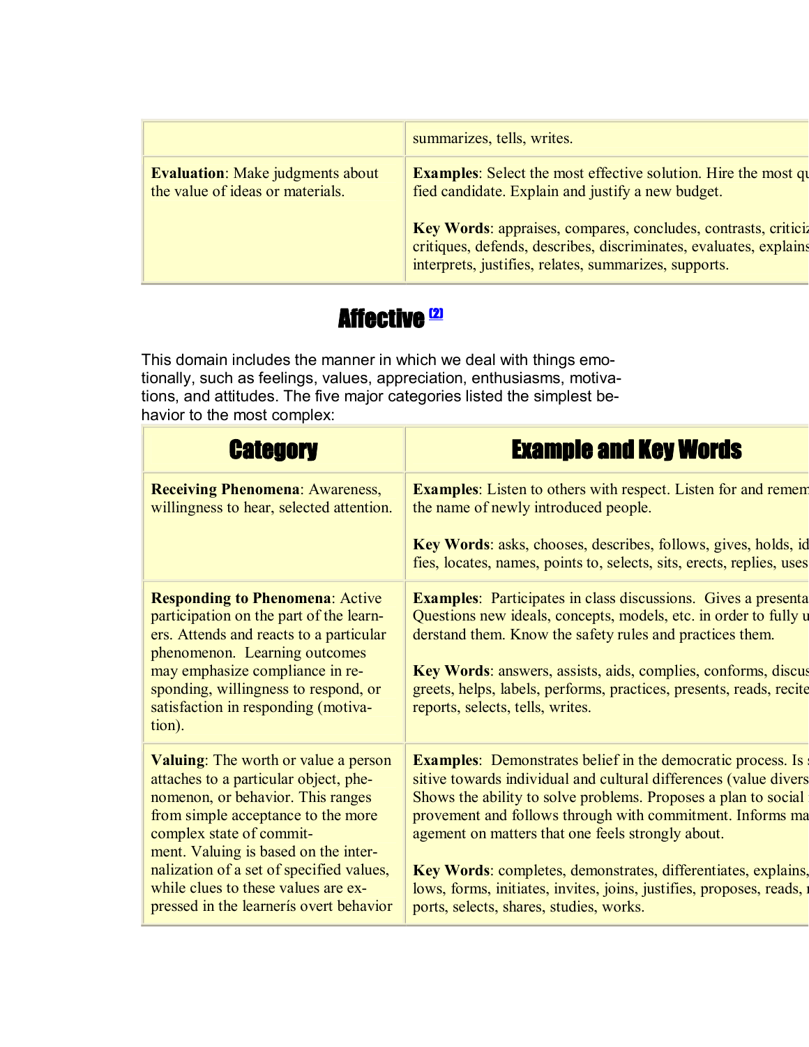| | |
|---|---|
| | summarizes, tells, writes. |
| **Evaluation**: Make judgments about the value of ideas or materials. | **Examples**: Select the most effective solution. Hire the most qu fied candidate. Explain and justify a new budget.<br><br>**Key Words**: appraises, compares, concludes, contrasts, criticiz critiques, defends, describes, discriminates, evaluates, explains interprets, justifies, relates, summarizes, supports. |

## Affective [2]

This domain includes the manner in which we deal with things emotionally, such as feelings, values, appreciation, enthusiasms, motivations, and attitudes. The five major categories listed the simplest behavior to the most complex:

| Category | Example and Key Words |
|---|---|
| **Receiving Phenomena**: Awareness, willingness to hear, selected attention. | **Examples**: Listen to others with respect. Listen for and remem the name of newly introduced people.<br><br>**Key Words**: asks, chooses, describes, follows, gives, holds, id fies, locates, names, points to, selects, sits, erects, replies, uses |
| **Responding to Phenomena**: Active participation on the part of the learners. Attends and reacts to a particular phenomenon. Learning outcomes may emphasize compliance in responding, willingness to respond, or satisfaction in responding (motivation). | **Examples**: Participates in class discussions. Gives a presenta Questions new ideals, concepts, models, etc. in order to fully u derstand them. Know the safety rules and practices them.<br><br>**Key Words**: answers, assists, aids, complies, conforms, discus greets, helps, labels, performs, practices, presents, reads, recite reports, selects, tells, writes. |
| **Valuing**: The worth or value a person attaches to a particular object, phenomenon, or behavior. This ranges from simple acceptance to the more complex state of commitment. Valuing is based on the internalization of a set of specified values, while clues to these values are expressed in the learnerís overt behavior | **Examples**: Demonstrates belief in the democratic process. Is s sitive towards individual and cultural differences (value divers Shows the ability to solve problems. Proposes a plan to social i provement and follows through with commitment. Informs ma agement on matters that one feels strongly about.<br><br>**Key Words**: completes, demonstrates, differentiates, explains, lows, forms, initiates, invites, joins, justifies, proposes, reads, r ports, selects, shares, studies, works. |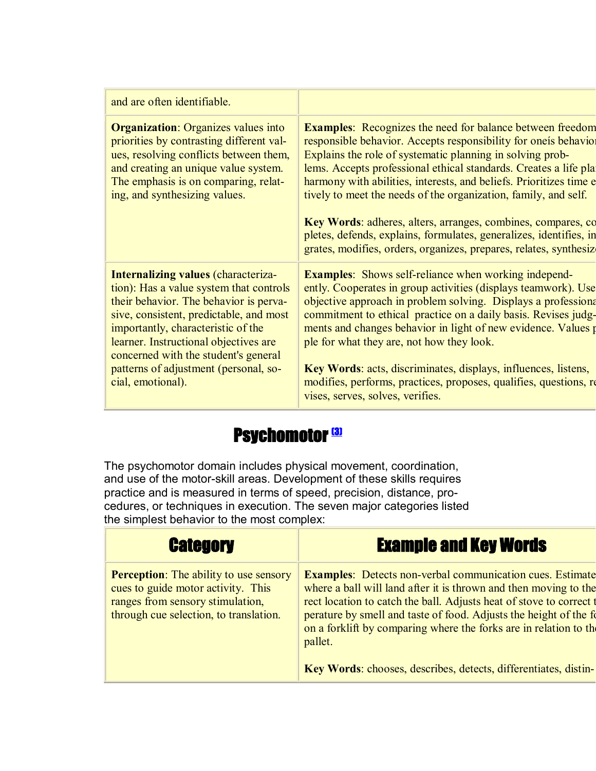| | |
|---|---|
| and are often identifiable. | |
| **Organization**: Organizes values into priorities by contrasting different values, resolving conflicts between them, and creating an unique value system. The emphasis is on comparing, relating, and synthesizing values. | **Examples**: Recognizes the need for balance between freedom responsible behavior. Accepts responsibility for oneís behavior Explains the role of systematic planning in solving problems. Accepts professional ethical standards. Creates a life pla harmony with abilities, interests, and beliefs. Prioritizes time e tively to meet the needs of the organization, family, and self. <br><br> **Key Words**: adheres, alters, arranges, combines, compares, co pletes, defends, explains, formulates, generalizes, identifies, in grates, modifies, orders, organizes, prepares, relates, synthesize |
| **Internalizing values** (characterization): Has a value system that controls their behavior. The behavior is pervasive, consistent, predictable, and most importantly, characteristic of the learner. Instructional objectives are concerned with the student's general patterns of adjustment (personal, social, emotional). | **Examples**: Shows self-reliance when working independently. Cooperates in group activities (displays teamwork). Use objective approach in problem solving. Displays a professiona commitment to ethical practice on a daily basis. Revises judgments and changes behavior in light of new evidence. Values p ple for what they are, not how they look. <br><br> **Key Words**: acts, discriminates, displays, influences, listens, modifies, performs, practices, proposes, qualifies, questions, re vises, serves, solves, verifies. |

## Psychomotor [3]

The psychomotor domain includes physical movement, coordination, and use of the motor-skill areas. Development of these skills requires practice and is measured in terms of speed, precision, distance, procedures, or techniques in execution. The seven major categories listed the simplest behavior to the most complex:

| Category | Example and Key Words |
|---|---|
| **Perception**: The ability to use sensory cues to guide motor activity. This ranges from sensory stimulation, through cue selection, to translation. | **Examples**: Detects non-verbal communication cues. Estimate where a ball will land after it is thrown and then moving to the rect location to catch the ball. Adjusts heat of stove to correct t perature by smell and taste of food. Adjusts the height of the fo on a forklift by comparing where the forks are in relation to the pallet. <br><br> **Key Words**: chooses, describes, detects, differentiates, distin- |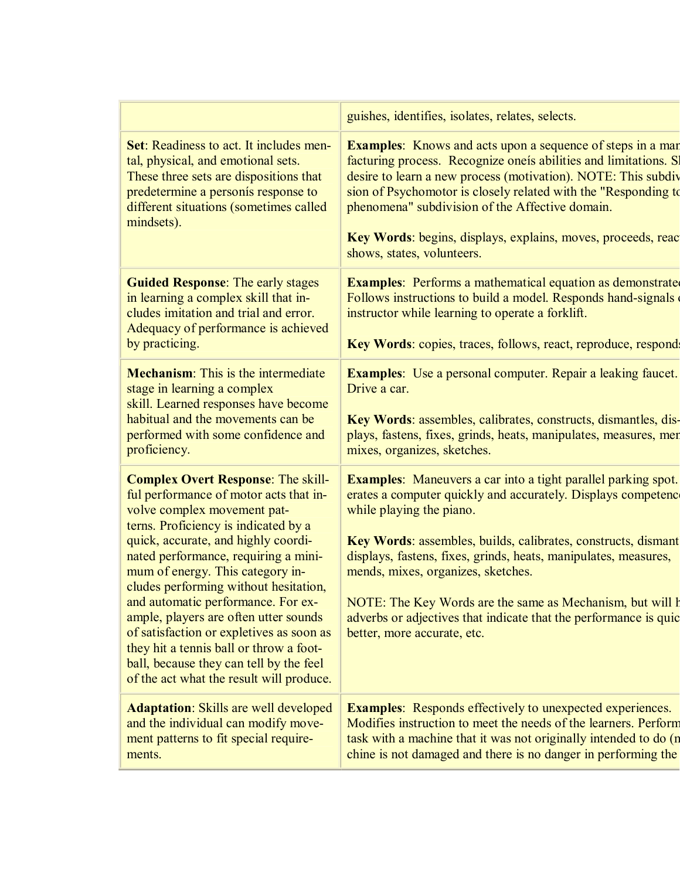| | |
|---|---|
| | guishes, identifies, isolates, relates, selects. |
| **Set**: Readiness to act. It includes mental, physical, and emotional sets. These three sets are dispositions that predetermine a personís response to different situations (sometimes called mindsets). | **Examples**: Knows and acts upon a sequence of steps in a manufacturing process. Recognize oneís abilities and limitations. Sh desire to learn a new process (motivation). NOTE: This subdivision of Psychomotor is closely related with the "Responding to phenomena" subdivision of the Affective domain.<br><br>**Key Words**: begins, displays, explains, moves, proceeds, reac shows, states, volunteers. |
| **Guided Response**: The early stages in learning a complex skill that includes imitation and trial and error. Adequacy of performance is achieved by practicing. | **Examples**: Performs a mathematical equation as demonstrated Follows instructions to build a model. Responds hand-signals o instructor while learning to operate a forklift.<br><br>**Key Words**: copies, traces, follows, react, reproduce, responds |
| **Mechanism**: This is the intermediate stage in learning a complex skill. Learned responses have become habitual and the movements can be performed with some confidence and proficiency. | **Examples**: Use a personal computer. Repair a leaking faucet. Drive a car.<br><br>**Key Words**: assembles, calibrates, constructs, dismantles, displays, fastens, fixes, grinds, heats, manipulates, measures, men mixes, organizes, sketches. |
| **Complex Overt Response**: The skillful performance of motor acts that involve complex movement patterns. Proficiency is indicated by a quick, accurate, and highly coordinated performance, requiring a minimum of energy. This category includes performing without hesitation, and automatic performance. For example, players are often utter sounds of satisfaction or expletives as soon as they hit a tennis ball or throw a football, because they can tell by the feel of the act what the result will produce. | **Examples**: Maneuvers a car into a tight parallel parking spot. erates a computer quickly and accurately. Displays competence while playing the piano.<br><br>**Key Words**: assembles, builds, calibrates, constructs, dismant displays, fastens, fixes, grinds, heats, manipulates, measures, mends, mixes, organizes, sketches.<br><br>NOTE: The Key Words are the same as Mechanism, but will h adverbs or adjectives that indicate that the performance is quic better, more accurate, etc. |
| **Adaptation**: Skills are well developed and the individual can modify movement patterns to fit special requirements. | **Examples**: Responds effectively to unexpected experiences. Modifies instruction to meet the needs of the learners. Perform task with a machine that it was not originally intended to do (m chine is not damaged and there is no danger in performing the |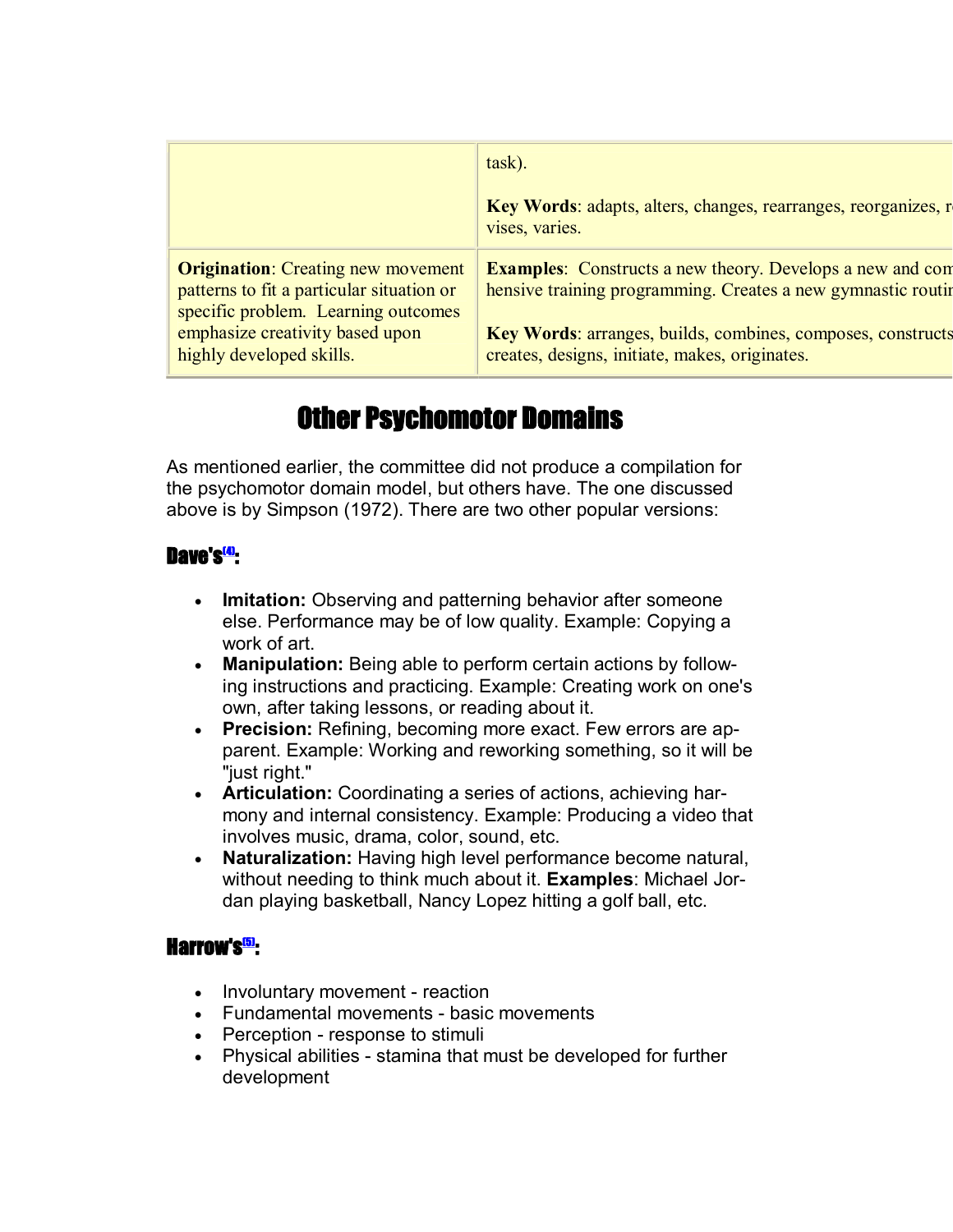| | |
|---|---|
| | task).<br><br>**Key Words**: adapts, alters, changes, rearranges, reorganizes, re vises, varies. |
| **Origination**: Creating new movement patterns to fit a particular situation or specific problem. Learning outcomes emphasize creativity based upon highly developed skills. | **Examples**: Constructs a new theory. Develops a new and com hensive training programming. Creates a new gymnastic routin<br><br>**Key Words**: arranges, builds, combines, composes, constructs creates, designs, initiate, makes, originates. |

# Other Psychomotor Domains

As mentioned earlier, the committee did not produce a compilation for the psychomotor domain model, but others have. The one discussed above is by Simpson (1972). There are two other popular versions:

## Dave's[4]:

- **Imitation:** Observing and patterning behavior after someone else. Performance may be of low quality. Example: Copying a work of art.
- **Manipulation:** Being able to perform certain actions by following instructions and practicing. Example: Creating work on one's own, after taking lessons, or reading about it.
- **Precision:** Refining, becoming more exact. Few errors are apparent. Example: Working and reworking something, so it will be "just right."
- **Articulation:** Coordinating a series of actions, achieving harmony and internal consistency. Example: Producing a video that involves music, drama, color, sound, etc.
- **Naturalization:** Having high level performance become natural, without needing to think much about it. **Examples**: Michael Jordan playing basketball, Nancy Lopez hitting a golf ball, etc.

## Harrow's[5]:

- Involuntary movement - reaction
- Fundamental movements - basic movements
- Perception - response to stimuli
- Physical abilities - stamina that must be developed for further development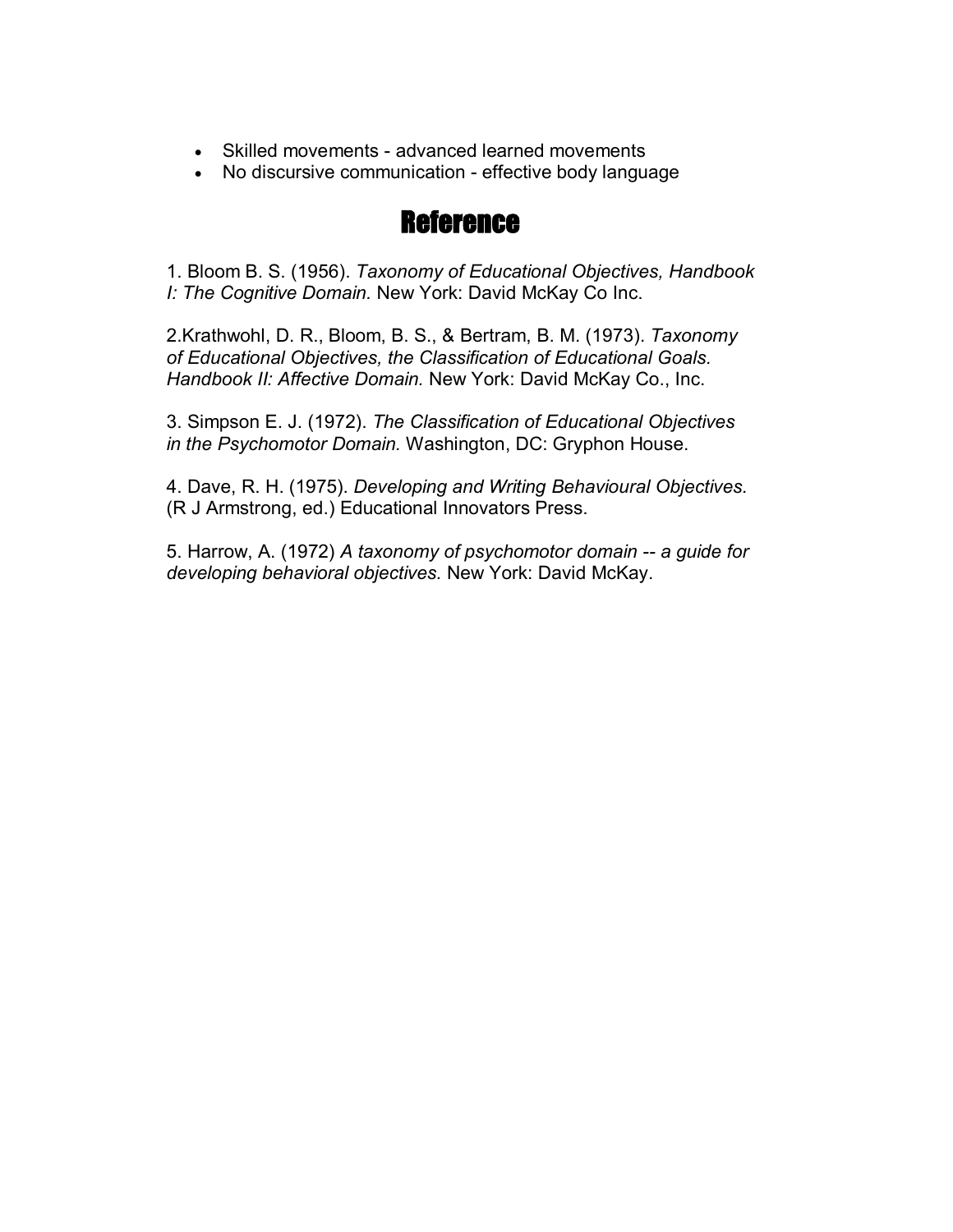- Skilled movements - advanced learned movements
- No discursive communication - effective body language

# Reference

1. Bloom B. S. (1956). *Taxonomy of Educational Objectives, Handbook I: The Cognitive Domain.* New York: David McKay Co Inc.

2.Krathwohl, D. R., Bloom, B. S., & Bertram, B. M. (1973). *Taxonomy of Educational Objectives, the Classification of Educational Goals. Handbook II: Affective Domain.* New York: David McKay Co., Inc.

3. Simpson E. J. (1972). *The Classification of Educational Objectives in the Psychomotor Domain.* Washington, DC: Gryphon House.

4. Dave, R. H. (1975). *Developing and Writing Behavioural Objectives.* (R J Armstrong, ed.) Educational Innovators Press.

5. Harrow, A. (1972) *A taxonomy of psychomotor domain -- a guide for developing behavioral objectives.* New York: David McKay.